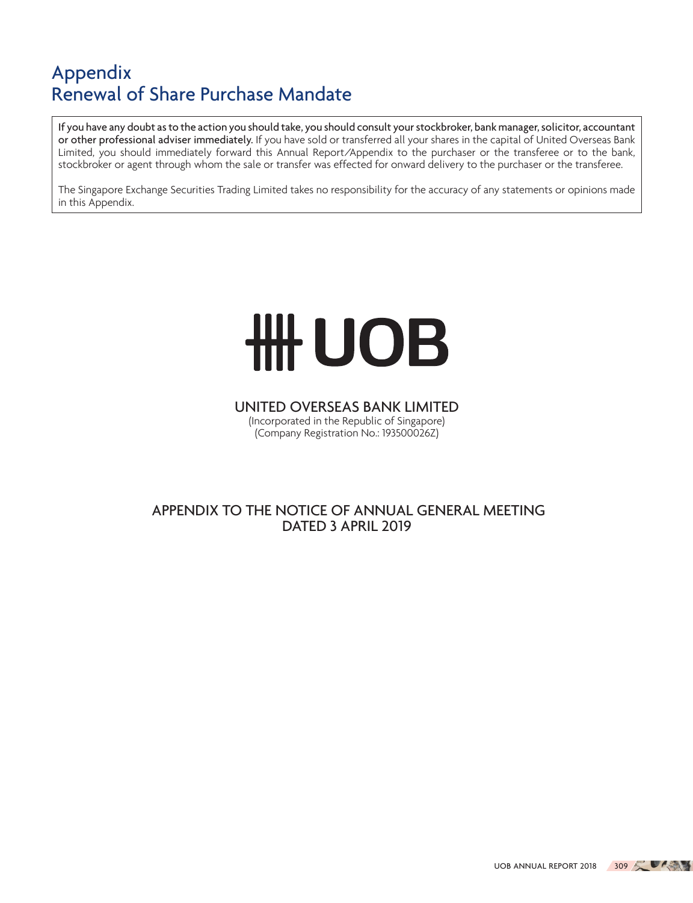# Appendix
# Renewal of Share Purchase Mandate

**If you have any doubt as to the action you should take, you should consult your stockbroker, bank manager, solicitor, accountant or other professional adviser immediately.** If you have sold or transferred all your shares in the capital of United Overseas Bank Limited, you should immediately forward this Annual Report/Appendix to the purchaser or the transferee or to the bank, stockbroker or agent through whom the sale or transfer was effected for onward delivery to the purchaser or the transferee.

The Singapore Exchange Securities Trading Limited takes no responsibility for the accuracy of any statements or opinions made in this Appendix.

UOB

UNITED OVERSEAS BANK LIMITED

(Incorporated in the Republic of Singapore)

(Company Registration No.: 193500026Z)

APPENDIX TO THE NOTICE OF ANNUAL GENERAL MEETING
DATED 3 APRIL 2019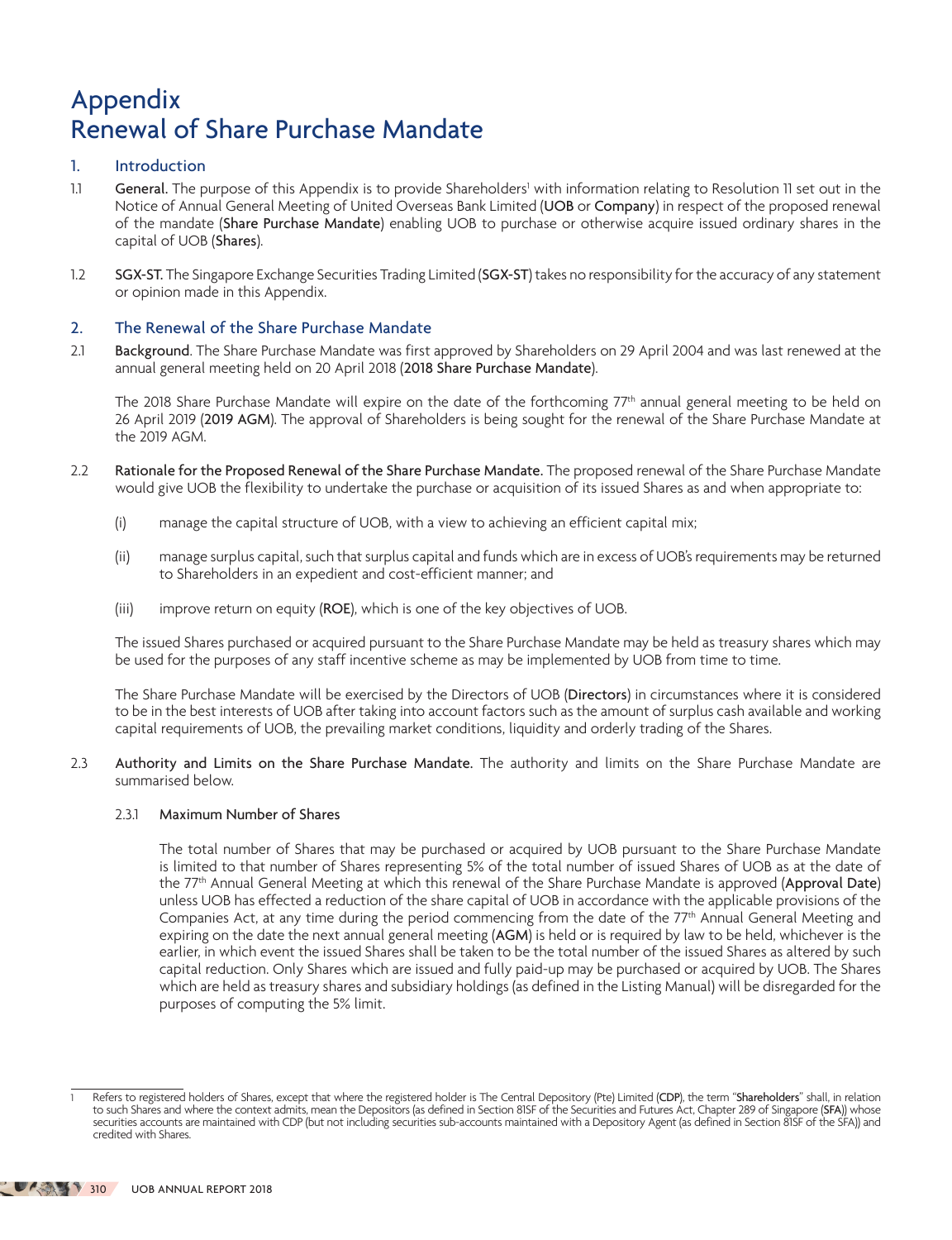# Appendix
# Renewal of Share Purchase Mandate

## 1. Introduction

1.1 **General.** The purpose of this Appendix is to provide Shareholders[1] with information relating to Resolution 11 set out in the Notice of Annual General Meeting of United Overseas Bank Limited (**UOB** or **Company**) in respect of the proposed renewal of the mandate (**Share Purchase Mandate**) enabling UOB to purchase or otherwise acquire issued ordinary shares in the capital of UOB (**Shares**).

1.2 **SGX-ST.** The Singapore Exchange Securities Trading Limited (**SGX-ST**) takes no responsibility for the accuracy of any statement or opinion made in this Appendix.

## 2. The Renewal of the Share Purchase Mandate

2.1 **Background**. The Share Purchase Mandate was first approved by Shareholders on 29 April 2004 and was last renewed at the annual general meeting held on 20 April 2018 (**2018 Share Purchase Mandate**).

The 2018 Share Purchase Mandate will expire on the date of the forthcoming 77th annual general meeting to be held on 26 April 2019 (**2019 AGM**). The approval of Shareholders is being sought for the renewal of the Share Purchase Mandate at the 2019 AGM.

2.2 **Rationale for the Proposed Renewal of the Share Purchase Mandate.** The proposed renewal of the Share Purchase Mandate would give UOB the flexibility to undertake the purchase or acquisition of its issued Shares as and when appropriate to:

(i) manage the capital structure of UOB, with a view to achieving an efficient capital mix;

(ii) manage surplus capital, such that surplus capital and funds which are in excess of UOB's requirements may be returned to Shareholders in an expedient and cost-efficient manner; and

(iii) improve return on equity (**ROE**), which is one of the key objectives of UOB.

The issued Shares purchased or acquired pursuant to the Share Purchase Mandate may be held as treasury shares which may be used for the purposes of any staff incentive scheme as may be implemented by UOB from time to time.

The Share Purchase Mandate will be exercised by the Directors of UOB (**Directors**) in circumstances where it is considered to be in the best interests of UOB after taking into account factors such as the amount of surplus cash available and working capital requirements of UOB, the prevailing market conditions, liquidity and orderly trading of the Shares.

2.3 **Authority and Limits on the Share Purchase Mandate.** The authority and limits on the Share Purchase Mandate are summarised below.

2.3.1 **Maximum Number of Shares**

The total number of Shares that may be purchased or acquired by UOB pursuant to the Share Purchase Mandate is limited to that number of Shares representing 5% of the total number of issued Shares of UOB as at the date of the 77th Annual General Meeting at which this renewal of the Share Purchase Mandate is approved (**Approval Date**) unless UOB has effected a reduction of the share capital of UOB in accordance with the applicable provisions of the Companies Act, at any time during the period commencing from the date of the 77th Annual General Meeting and expiring on the date the next annual general meeting (**AGM**) is held or is required by law to be held, whichever is the earlier, in which event the issued Shares shall be taken to be the total number of the issued Shares as altered by such capital reduction. Only Shares which are issued and fully paid-up may be purchased or acquired by UOB. The Shares which are held as treasury shares and subsidiary holdings (as defined in the Listing Manual) will be disregarded for the purposes of computing the 5% limit.

---

[1] Refers to registered holders of Shares, except that where the registered holder is The Central Depository (Pte) Limited (**CDP**), the term "**Shareholders**" shall, in relation to such Shares and where the context admits, mean the Depositors (as defined in Section 81SF of the Securities and Futures Act, Chapter 289 of Singapore (**SFA**)) whose securities accounts are maintained with CDP (but not including securities sub-accounts maintained with a Depository Agent (as defined in Section 81SF of the SFA)) and credited with Shares.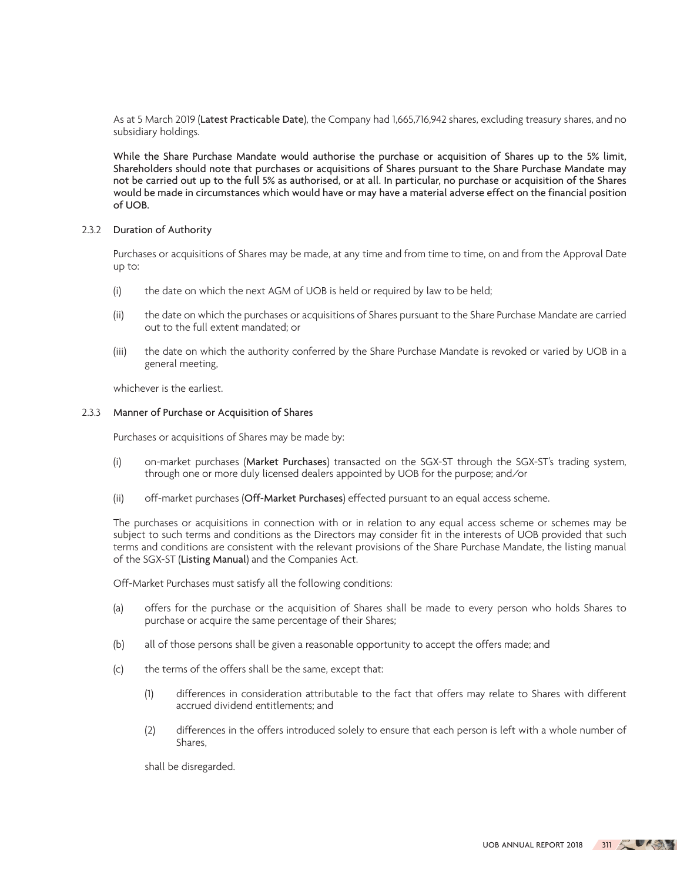As at 5 March 2019 (**Latest Practicable Date**), the Company had 1,665,716,942 shares, excluding treasury shares, and no subsidiary holdings.

**While the Share Purchase Mandate would authorise the purchase or acquisition of Shares up to the 5% limit, Shareholders should note that purchases or acquisitions of Shares pursuant to the Share Purchase Mandate may not be carried out up to the full 5% as authorised, or at all. In particular, no purchase or acquisition of the Shares would be made in circumstances which would have or may have a material adverse effect on the financial position of UOB.**

#### 2.3.2 Duration of Authority

Purchases or acquisitions of Shares may be made, at any time and from time to time, on and from the Approval Date up to:

(i) the date on which the next AGM of UOB is held or required by law to be held;

(ii) the date on which the purchases or acquisitions of Shares pursuant to the Share Purchase Mandate are carried out to the full extent mandated; or

(iii) the date on which the authority conferred by the Share Purchase Mandate is revoked or varied by UOB in a general meeting,

whichever is the earliest.

#### 2.3.3 Manner of Purchase or Acquisition of Shares

Purchases or acquisitions of Shares may be made by:

(i) on-market purchases (**Market Purchases**) transacted on the SGX-ST through the SGX-ST's trading system, through one or more duly licensed dealers appointed by UOB for the purpose; and/or

(ii) off-market purchases (**Off-Market Purchases**) effected pursuant to an equal access scheme.

The purchases or acquisitions in connection with or in relation to any equal access scheme or schemes may be subject to such terms and conditions as the Directors may consider fit in the interests of UOB provided that such terms and conditions are consistent with the relevant provisions of the Share Purchase Mandate, the listing manual of the SGX-ST (**Listing Manual**) and the Companies Act.

Off-Market Purchases must satisfy all the following conditions:

(a) offers for the purchase or the acquisition of Shares shall be made to every person who holds Shares to purchase or acquire the same percentage of their Shares;

(b) all of those persons shall be given a reasonable opportunity to accept the offers made; and

(c) the terms of the offers shall be the same, except that:

   (1) differences in consideration attributable to the fact that offers may relate to Shares with different accrued dividend entitlements; and

   (2) differences in the offers introduced solely to ensure that each person is left with a whole number of Shares,

   shall be disregarded.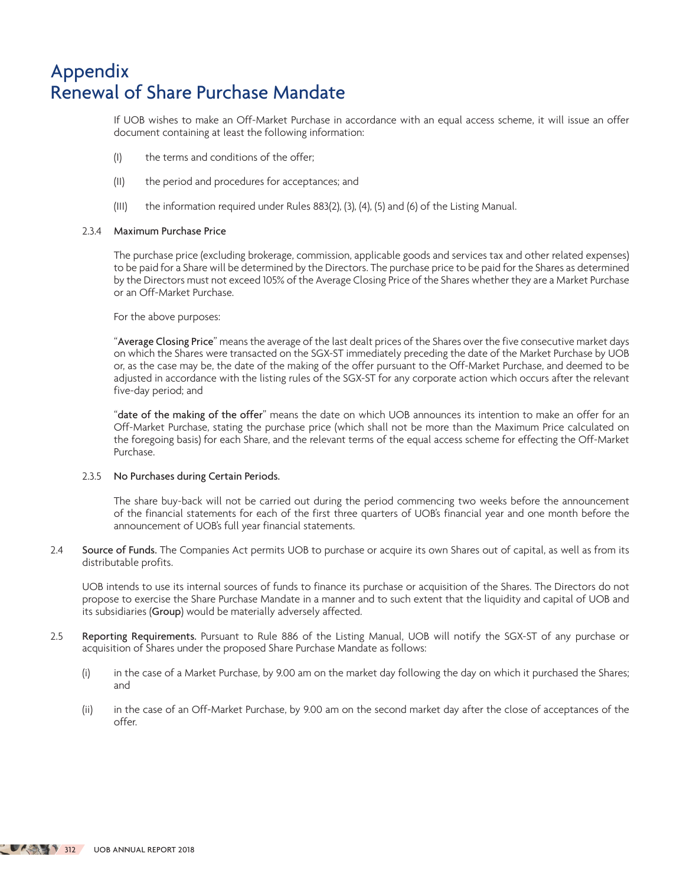# Appendix
# Renewal of Share Purchase Mandate

If UOB wishes to make an Off-Market Purchase in accordance with an equal access scheme, it will issue an offer document containing at least the following information:

(I) the terms and conditions of the offer;

(II) the period and procedures for acceptances; and

(III) the information required under Rules 883(2), (3), (4), (5) and (6) of the Listing Manual.

2.3.4 **Maximum Purchase Price**

The purchase price (excluding brokerage, commission, applicable goods and services tax and other related expenses) to be paid for a Share will be determined by the Directors. The purchase price to be paid for the Shares as determined by the Directors must not exceed 105% of the Average Closing Price of the Shares whether they are a Market Purchase or an Off-Market Purchase.

For the above purposes:

"**Average Closing Price**" means the average of the last dealt prices of the Shares over the five consecutive market days on which the Shares were transacted on the SGX-ST immediately preceding the date of the Market Purchase by UOB or, as the case may be, the date of the making of the offer pursuant to the Off-Market Purchase, and deemed to be adjusted in accordance with the listing rules of the SGX-ST for any corporate action which occurs after the relevant five-day period; and

"**date of the making of the offer**" means the date on which UOB announces its intention to make an offer for an Off-Market Purchase, stating the purchase price (which shall not be more than the Maximum Price calculated on the foregoing basis) for each Share, and the relevant terms of the equal access scheme for effecting the Off-Market Purchase.

2.3.5 **No Purchases during Certain Periods.**

The share buy-back will not be carried out during the period commencing two weeks before the announcement of the financial statements for each of the first three quarters of UOB's financial year and one month before the announcement of UOB's full year financial statements.

2.4 **Source of Funds.** The Companies Act permits UOB to purchase or acquire its own Shares out of capital, as well as from its distributable profits.

UOB intends to use its internal sources of funds to finance its purchase or acquisition of the Shares. The Directors do not propose to exercise the Share Purchase Mandate in a manner and to such extent that the liquidity and capital of UOB and its subsidiaries (**Group**) would be materially adversely affected.

2.5 **Reporting Requirements.** Pursuant to Rule 886 of the Listing Manual, UOB will notify the SGX-ST of any purchase or acquisition of Shares under the proposed Share Purchase Mandate as follows:

(i) in the case of a Market Purchase, by 9.00 am on the market day following the day on which it purchased the Shares; and

(ii) in the case of an Off-Market Purchase, by 9.00 am on the second market day after the close of acceptances of the offer.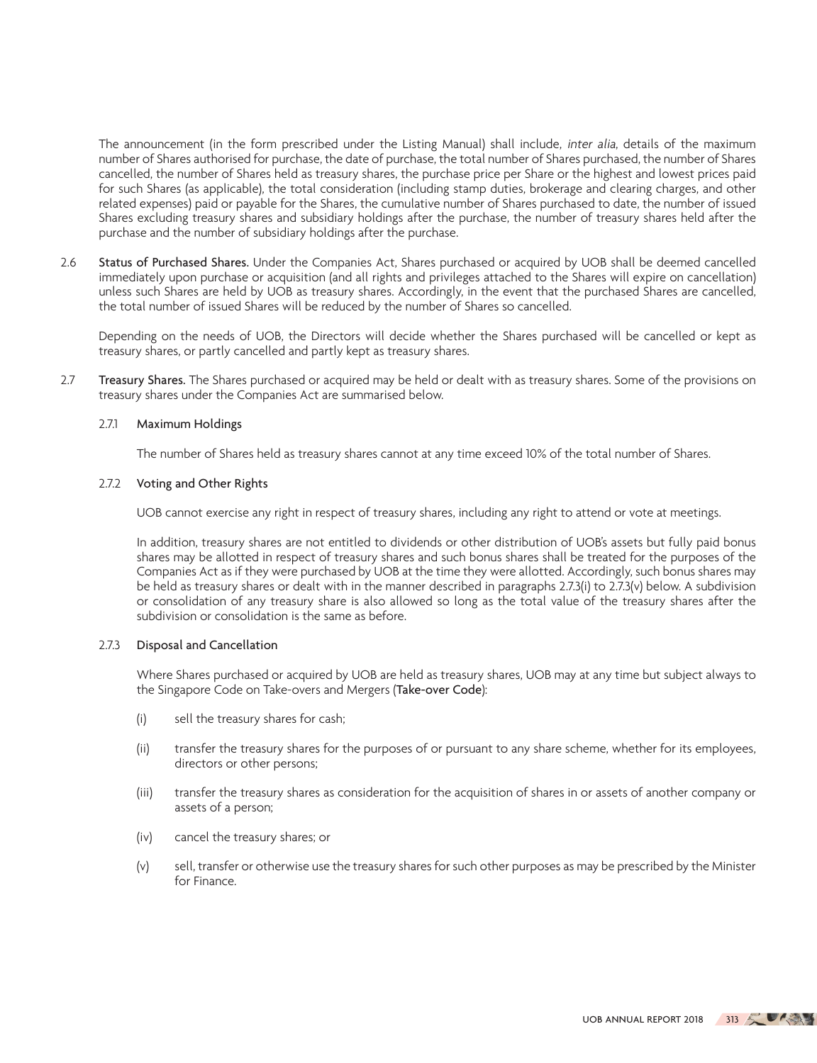The announcement (in the form prescribed under the Listing Manual) shall include, *inter alia*, details of the maximum number of Shares authorised for purchase, the date of purchase, the total number of Shares purchased, the number of Shares cancelled, the number of Shares held as treasury shares, the purchase price per Share or the highest and lowest prices paid for such Shares (as applicable), the total consideration (including stamp duties, brokerage and clearing charges, and other related expenses) paid or payable for the Shares, the cumulative number of Shares purchased to date, the number of issued Shares excluding treasury shares and subsidiary holdings after the purchase, the number of treasury shares held after the purchase and the number of subsidiary holdings after the purchase.

2.6 **Status of Purchased Shares.** Under the Companies Act, Shares purchased or acquired by UOB shall be deemed cancelled immediately upon purchase or acquisition (and all rights and privileges attached to the Shares will expire on cancellation) unless such Shares are held by UOB as treasury shares. Accordingly, in the event that the purchased Shares are cancelled, the total number of issued Shares will be reduced by the number of Shares so cancelled.

Depending on the needs of UOB, the Directors will decide whether the Shares purchased will be cancelled or kept as treasury shares, or partly cancelled and partly kept as treasury shares.

2.7 **Treasury Shares.** The Shares purchased or acquired may be held or dealt with as treasury shares. Some of the provisions on treasury shares under the Companies Act are summarised below.

2.7.1 **Maximum Holdings**

The number of Shares held as treasury shares cannot at any time exceed 10% of the total number of Shares.

2.7.2 **Voting and Other Rights**

UOB cannot exercise any right in respect of treasury shares, including any right to attend or vote at meetings.

In addition, treasury shares are not entitled to dividends or other distribution of UOB's assets but fully paid bonus shares may be allotted in respect of treasury shares and such bonus shares shall be treated for the purposes of the Companies Act as if they were purchased by UOB at the time they were allotted. Accordingly, such bonus shares may be held as treasury shares or dealt with in the manner described in paragraphs 2.7.3(i) to 2.7.3(v) below. A subdivision or consolidation of any treasury share is also allowed so long as the total value of the treasury shares after the subdivision or consolidation is the same as before.

2.7.3 **Disposal and Cancellation**

Where Shares purchased or acquired by UOB are held as treasury shares, UOB may at any time but subject always to the Singapore Code on Take-overs and Mergers (**Take-over Code**):

(i) sell the treasury shares for cash;

(ii) transfer the treasury shares for the purposes of or pursuant to any share scheme, whether for its employees, directors or other persons;

(iii) transfer the treasury shares as consideration for the acquisition of shares in or assets of another company or assets of a person;

(iv) cancel the treasury shares; or

(v) sell, transfer or otherwise use the treasury shares for such other purposes as may be prescribed by the Minister for Finance.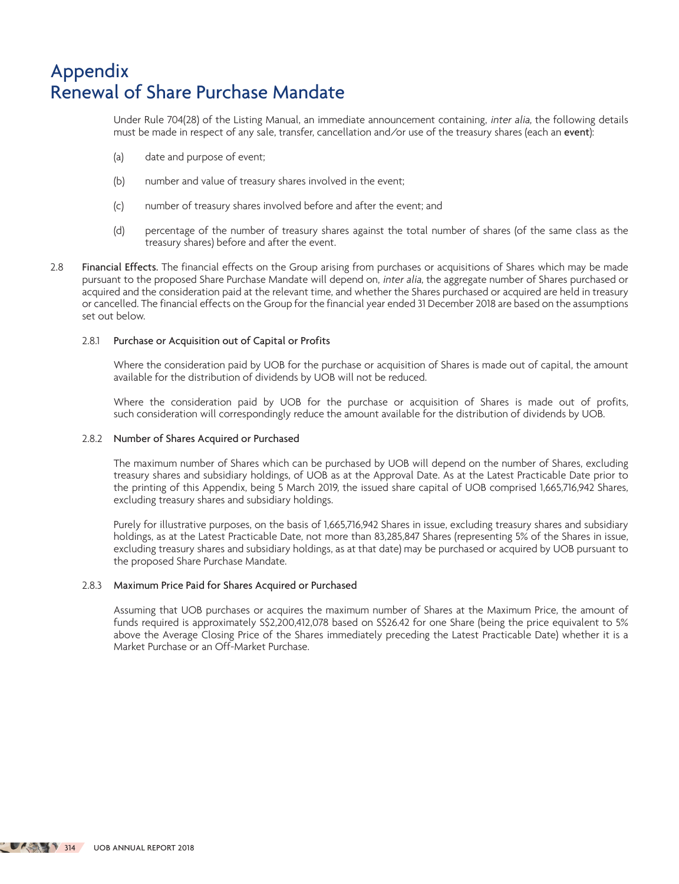# Appendix
# Renewal of Share Purchase Mandate

Under Rule 704(28) of the Listing Manual, an immediate announcement containing, *inter alia*, the following details must be made in respect of any sale, transfer, cancellation and/or use of the treasury shares (each an **event**):

(a) date and purpose of event;

(b) number and value of treasury shares involved in the event;

(c) number of treasury shares involved before and after the event; and

(d) percentage of the number of treasury shares against the total number of shares (of the same class as the treasury shares) before and after the event.

2.8 **Financial Effects.** The financial effects on the Group arising from purchases or acquisitions of Shares which may be made pursuant to the proposed Share Purchase Mandate will depend on, *inter alia*, the aggregate number of Shares purchased or acquired and the consideration paid at the relevant time, and whether the Shares purchased or acquired are held in treasury or cancelled. The financial effects on the Group for the financial year ended 31 December 2018 are based on the assumptions set out below.

2.8.1 **Purchase or Acquisition out of Capital or Profits**

Where the consideration paid by UOB for the purchase or acquisition of Shares is made out of capital, the amount available for the distribution of dividends by UOB will not be reduced.

Where the consideration paid by UOB for the purchase or acquisition of Shares is made out of profits, such consideration will correspondingly reduce the amount available for the distribution of dividends by UOB.

2.8.2 **Number of Shares Acquired or Purchased**

The maximum number of Shares which can be purchased by UOB will depend on the number of Shares, excluding treasury shares and subsidiary holdings, of UOB as at the Approval Date. As at the Latest Practicable Date prior to the printing of this Appendix, being 5 March 2019, the issued share capital of UOB comprised 1,665,716,942 Shares, excluding treasury shares and subsidiary holdings.

Purely for illustrative purposes, on the basis of 1,665,716,942 Shares in issue, excluding treasury shares and subsidiary holdings, as at the Latest Practicable Date, not more than 83,285,847 Shares (representing 5% of the Shares in issue, excluding treasury shares and subsidiary holdings, as at that date) may be purchased or acquired by UOB pursuant to the proposed Share Purchase Mandate.

2.8.3 **Maximum Price Paid for Shares Acquired or Purchased**

Assuming that UOB purchases or acquires the maximum number of Shares at the Maximum Price, the amount of funds required is approximately S$2,200,412,078 based on S$26.42 for one Share (being the price equivalent to 5% above the Average Closing Price of the Shares immediately preceding the Latest Practicable Date) whether it is a Market Purchase or an Off-Market Purchase.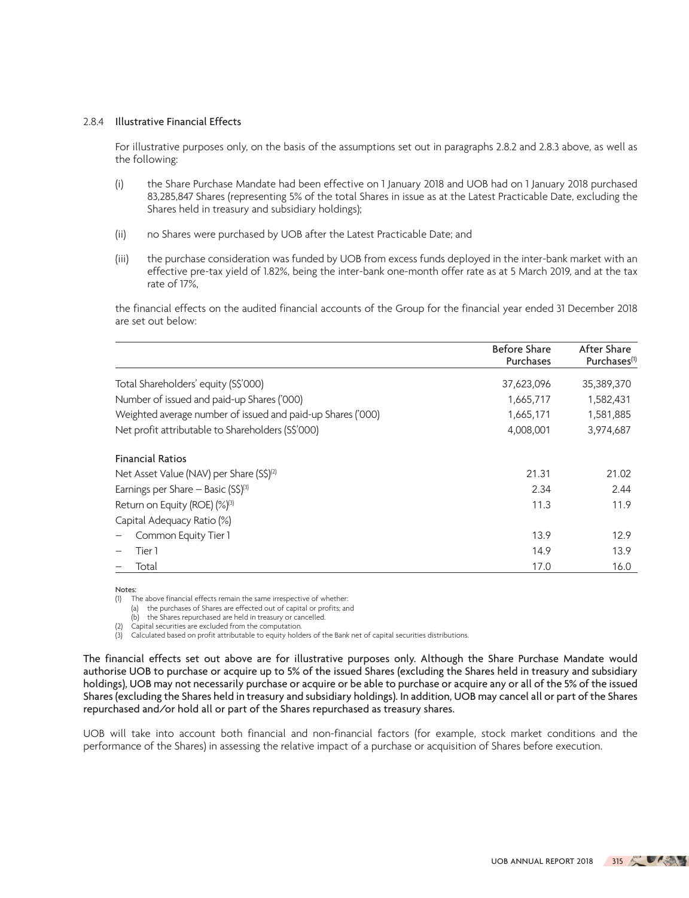#### 2.8.4 Illustrative Financial Effects

For illustrative purposes only, on the basis of the assumptions set out in paragraphs 2.8.2 and 2.8.3 above, as well as the following:

(i) the Share Purchase Mandate had been effective on 1 January 2018 and UOB had on 1 January 2018 purchased 83,285,847 Shares (representing 5% of the total Shares in issue as at the Latest Practicable Date, excluding the Shares held in treasury and subsidiary holdings);

(ii) no Shares were purchased by UOB after the Latest Practicable Date; and

(iii) the purchase consideration was funded by UOB from excess funds deployed in the inter-bank market with an effective pre-tax yield of 1.82%, being the inter-bank one-month offer rate as at 5 March 2019, and at the tax rate of 17%,

the financial effects on the audited financial accounts of the Group for the financial year ended 31 December 2018 are set out below:

| | Before Share Purchases | After Share Purchases[1] |
|---|---|---|
| Total Shareholders' equity (S$'000) | 37,623,096 | 35,389,370 |
| Number of issued and paid-up Shares ('000) | 1,665,717 | 1,582,431 |
| Weighted average number of issued and paid-up Shares ('000) | 1,665,171 | 1,581,885 |
| Net profit attributable to Shareholders (S$'000) | 4,008,001 | 3,974,687 |
| **Financial Ratios** | | |
| Net Asset Value (NAV) per Share (S$)[2] | 21.31 | 21.02 |
| Earnings per Share – Basic (S$)[3] | 2.34 | 2.44 |
| Return on Equity (ROE) (%)[3] | 11.3 | 11.9 |
| Capital Adequacy Ratio (%) | | |
| – Common Equity Tier 1 | 13.9 | 12.9 |
| – Tier 1 | 14.9 | 13.9 |
| – Total | 17.0 | 16.0 |

Notes:

(1) The above financial effects remain the same irrespective of whether:
  (a) the purchases of Shares are effected out of capital or profits; and
  (b) the Shares repurchased are held in treasury or cancelled.

(2) Capital securities are excluded from the computation.

(3) Calculated based on profit attributable to equity holders of the Bank net of capital securities distributions.

**The financial effects set out above are for illustrative purposes only. Although the Share Purchase Mandate would authorise UOB to purchase or acquire up to 5% of the issued Shares (excluding the Shares held in treasury and subsidiary holdings), UOB may not necessarily purchase or acquire or be able to purchase or acquire any or all of the 5% of the issued Shares (excluding the Shares held in treasury and subsidiary holdings). In addition, UOB may cancel all or part of the Shares repurchased and/or hold all or part of the Shares repurchased as treasury shares.**

UOB will take into account both financial and non-financial factors (for example, stock market conditions and the performance of the Shares) in assessing the relative impact of a purchase or acquisition of Shares before execution.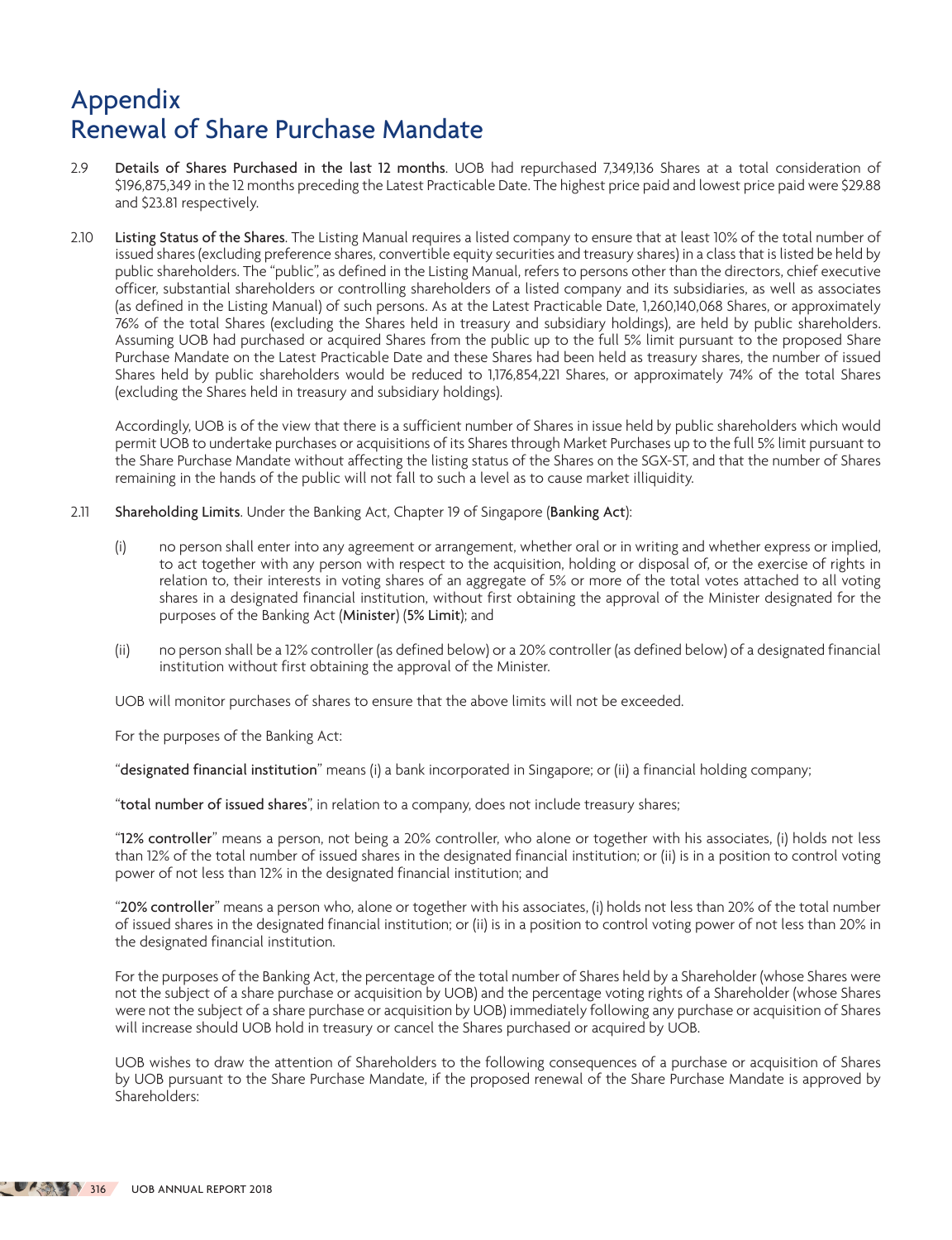# Appendix
# Renewal of Share Purchase Mandate

2.9 **Details of Shares Purchased in the last 12 months**. UOB had repurchased 7,349,136 Shares at a total consideration of $196,875,349 in the 12 months preceding the Latest Practicable Date. The highest price paid and lowest price paid were $29.88 and $23.81 respectively.

2.10 **Listing Status of the Shares**. The Listing Manual requires a listed company to ensure that at least 10% of the total number of issued shares (excluding preference shares, convertible equity securities and treasury shares) in a class that is listed be held by public shareholders. The "public", as defined in the Listing Manual, refers to persons other than the directors, chief executive officer, substantial shareholders or controlling shareholders of a listed company and its subsidiaries, as well as associates (as defined in the Listing Manual) of such persons. As at the Latest Practicable Date, 1,260,140,068 Shares, or approximately 76% of the total Shares (excluding the Shares held in treasury and subsidiary holdings), are held by public shareholders. Assuming UOB had purchased or acquired Shares from the public up to the full 5% limit pursuant to the proposed Share Purchase Mandate on the Latest Practicable Date and these Shares had been held as treasury shares, the number of issued Shares held by public shareholders would be reduced to 1,176,854,221 Shares, or approximately 74% of the total Shares (excluding the Shares held in treasury and subsidiary holdings).

Accordingly, UOB is of the view that there is a sufficient number of Shares in issue held by public shareholders which would permit UOB to undertake purchases or acquisitions of its Shares through Market Purchases up to the full 5% limit pursuant to the Share Purchase Mandate without affecting the listing status of the Shares on the SGX-ST, and that the number of Shares remaining in the hands of the public will not fall to such a level as to cause market illiquidity.

2.11 **Shareholding Limits**. Under the Banking Act, Chapter 19 of Singapore (**Banking Act**):

(i) no person shall enter into any agreement or arrangement, whether oral or in writing and whether express or implied, to act together with any person with respect to the acquisition, holding or disposal of, or the exercise of rights in relation to, their interests in voting shares of an aggregate of 5% or more of the total votes attached to all voting shares in a designated financial institution, without first obtaining the approval of the Minister designated for the purposes of the Banking Act (**Minister**) (**5% Limit**); and

(ii) no person shall be a 12% controller (as defined below) or a 20% controller (as defined below) of a designated financial institution without first obtaining the approval of the Minister.

UOB will monitor purchases of shares to ensure that the above limits will not be exceeded.

For the purposes of the Banking Act:

"**designated financial institution**" means (i) a bank incorporated in Singapore; or (ii) a financial holding company;

"**total number of issued shares**", in relation to a company, does not include treasury shares;

"**12% controller**" means a person, not being a 20% controller, who alone or together with his associates, (i) holds not less than 12% of the total number of issued shares in the designated financial institution; or (ii) is in a position to control voting power of not less than 12% in the designated financial institution; and

"**20% controller**" means a person who, alone or together with his associates, (i) holds not less than 20% of the total number of issued shares in the designated financial institution; or (ii) is in a position to control voting power of not less than 20% in the designated financial institution.

For the purposes of the Banking Act, the percentage of the total number of Shares held by a Shareholder (whose Shares were not the subject of a share purchase or acquisition by UOB) and the percentage voting rights of a Shareholder (whose Shares were not the subject of a share purchase or acquisition by UOB) immediately following any purchase or acquisition of Shares will increase should UOB hold in treasury or cancel the Shares purchased or acquired by UOB.

UOB wishes to draw the attention of Shareholders to the following consequences of a purchase or acquisition of Shares by UOB pursuant to the Share Purchase Mandate, if the proposed renewal of the Share Purchase Mandate is approved by Shareholders: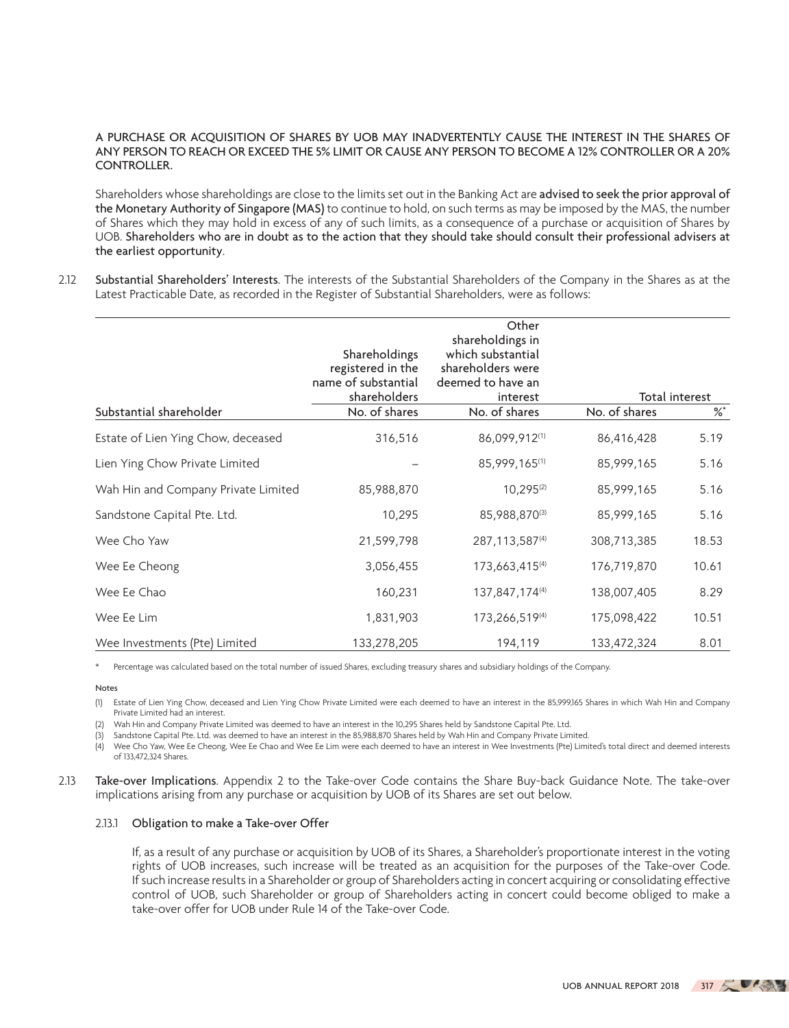**A PURCHASE OR ACQUISITION OF SHARES BY UOB MAY INADVERTENTLY CAUSE THE INTEREST IN THE SHARES OF ANY PERSON TO REACH OR EXCEED THE 5% LIMIT OR CAUSE ANY PERSON TO BECOME A 12% CONTROLLER OR A 20% CONTROLLER.**

Shareholders whose shareholdings are close to the limits set out in the Banking Act are **advised to seek the prior approval of the Monetary Authority of Singapore (MAS)** to continue to hold, on such terms as may be imposed by the MAS, the number of Shares which they may hold in excess of any of such limits, as a consequence of a purchase or acquisition of Shares by UOB. **Shareholders who are in doubt as to the action that they should take should consult their professional advisers at the earliest opportunity**.

2.12 **Substantial Shareholders' Interests**. The interests of the Substantial Shareholders of the Company in the Shares as at the Latest Practicable Date, as recorded in the Register of Substantial Shareholders, were as follows:

| Substantial shareholder | Shareholdings registered in the name of substantial shareholders<br>No. of shares | Other shareholdings in which substantial shareholders were deemed to have an interest<br>No. of shares | Total interest<br>No. of shares | <br>%* |
|---|---|---|---|---|
| Estate of Lien Ying Chow, deceased | 316,516 | 86,099,912(1) | 86,416,428 | 5.19 |
| Lien Ying Chow Private Limited | – | 85,999,165(1) | 85,999,165 | 5.16 |
| Wah Hin and Company Private Limited | 85,988,870 | 10,295(2) | 85,999,165 | 5.16 |
| Sandstone Capital Pte. Ltd. | 10,295 | 85,988,870(3) | 85,999,165 | 5.16 |
| Wee Cho Yaw | 21,599,798 | 287,113,587(4) | 308,713,385 | 18.53 |
| Wee Ee Cheong | 3,056,455 | 173,663,415(4) | 176,719,870 | 10.61 |
| Wee Ee Chao | 160,231 | 137,847,174(4) | 138,007,405 | 8.29 |
| Wee Ee Lim | 1,831,903 | 173,266,519(4) | 175,098,422 | 10.51 |
| Wee Investments (Pte) Limited | 133,278,205 | 194,119 | 133,472,324 | 8.01 |

\* Percentage was calculated based on the total number of issued Shares, excluding treasury shares and subsidiary holdings of the Company.

Notes

(1) Estate of Lien Ying Chow, deceased and Lien Ying Chow Private Limited were each deemed to have an interest in the 85,999,165 Shares in which Wah Hin and Company Private Limited had an interest.

(2) Wah Hin and Company Private Limited was deemed to have an interest in the 10,295 Shares held by Sandstone Capital Pte. Ltd.

(3) Sandstone Capital Pte. Ltd. was deemed to have an interest in the 85,988,870 Shares held by Wah Hin and Company Private Limited.

(4) Wee Cho Yaw, Wee Ee Cheong, Wee Ee Chao and Wee Ee Lim were each deemed to have an interest in Wee Investments (Pte) Limited's total direct and deemed interests of 133,472,324 Shares.

2.13 **Take-over Implications**. Appendix 2 to the Take-over Code contains the Share Buy-back Guidance Note. The take-over implications arising from any purchase or acquisition by UOB of its Shares are set out below.

2.13.1 **Obligation to make a Take-over Offer**

If, as a result of any purchase or acquisition by UOB of its Shares, a Shareholder's proportionate interest in the voting rights of UOB increases, such increase will be treated as an acquisition for the purposes of the Take-over Code. If such increase results in a Shareholder or group of Shareholders acting in concert acquiring or consolidating effective control of UOB, such Shareholder or group of Shareholders acting in concert could become obliged to make a take-over offer for UOB under Rule 14 of the Take-over Code.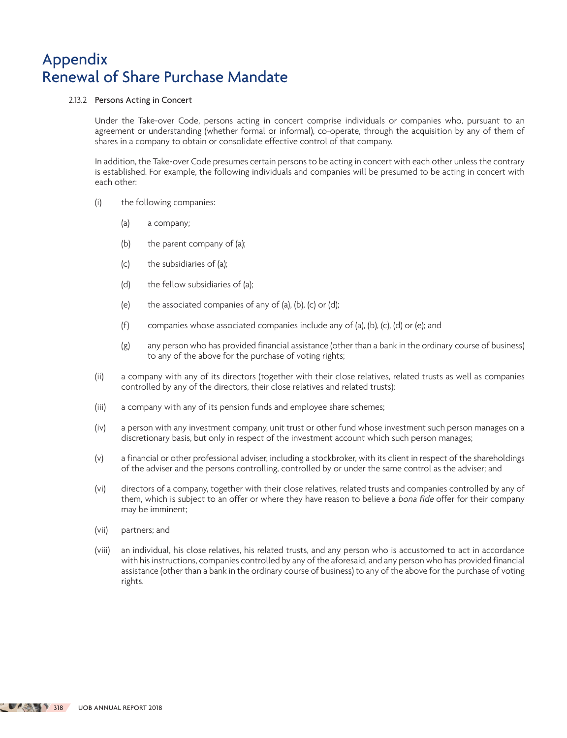# Appendix
# Renewal of Share Purchase Mandate

2.13.2 **Persons Acting in Concert**

Under the Take-over Code, persons acting in concert comprise individuals or companies who, pursuant to an agreement or understanding (whether formal or informal), co-operate, through the acquisition by any of them of shares in a company to obtain or consolidate effective control of that company.

In addition, the Take-over Code presumes certain persons to be acting in concert with each other unless the contrary is established. For example, the following individuals and companies will be presumed to be acting in concert with each other:

(i) the following companies:

  (a) a company;

  (b) the parent company of (a);

  (c) the subsidiaries of (a);

  (d) the fellow subsidiaries of (a);

  (e) the associated companies of any of (a), (b), (c) or (d);

  (f) companies whose associated companies include any of (a), (b), (c), (d) or (e); and

  (g) any person who has provided financial assistance (other than a bank in the ordinary course of business) to any of the above for the purchase of voting rights;

(ii) a company with any of its directors (together with their close relatives, related trusts as well as companies controlled by any of the directors, their close relatives and related trusts);

(iii) a company with any of its pension funds and employee share schemes;

(iv) a person with any investment company, unit trust or other fund whose investment such person manages on a discretionary basis, but only in respect of the investment account which such person manages;

(v) a financial or other professional adviser, including a stockbroker, with its client in respect of the shareholdings of the adviser and the persons controlling, controlled by or under the same control as the adviser; and

(vi) directors of a company, together with their close relatives, related trusts and companies controlled by any of them, which is subject to an offer or where they have reason to believe a *bona fide* offer for their company may be imminent;

(vii) partners; and

(viii) an individual, his close relatives, his related trusts, and any person who is accustomed to act in accordance with his instructions, companies controlled by any of the aforesaid, and any person who has provided financial assistance (other than a bank in the ordinary course of business) to any of the above for the purchase of voting rights.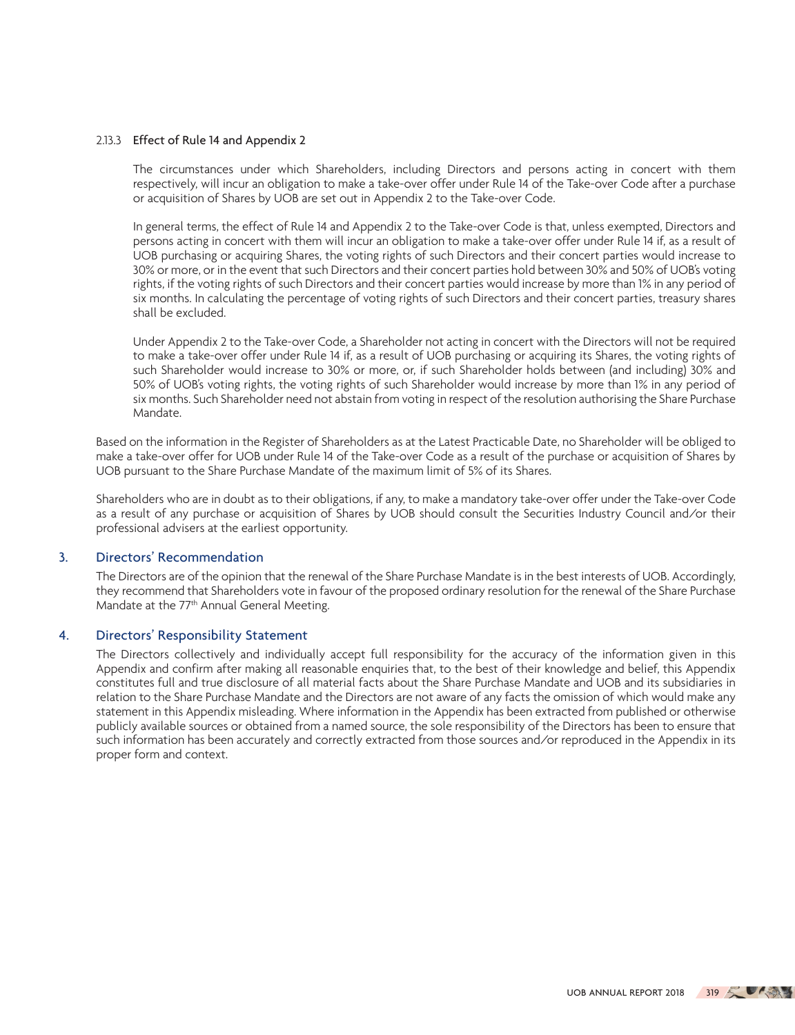#### 2.13.3 Effect of Rule 14 and Appendix 2

The circumstances under which Shareholders, including Directors and persons acting in concert with them respectively, will incur an obligation to make a take-over offer under Rule 14 of the Take-over Code after a purchase or acquisition of Shares by UOB are set out in Appendix 2 to the Take-over Code.

In general terms, the effect of Rule 14 and Appendix 2 to the Take-over Code is that, unless exempted, Directors and persons acting in concert with them will incur an obligation to make a take-over offer under Rule 14 if, as a result of UOB purchasing or acquiring Shares, the voting rights of such Directors and their concert parties would increase to 30% or more, or in the event that such Directors and their concert parties hold between 30% and 50% of UOB's voting rights, if the voting rights of such Directors and their concert parties would increase by more than 1% in any period of six months. In calculating the percentage of voting rights of such Directors and their concert parties, treasury shares shall be excluded.

Under Appendix 2 to the Take-over Code, a Shareholder not acting in concert with the Directors will not be required to make a take-over offer under Rule 14 if, as a result of UOB purchasing or acquiring its Shares, the voting rights of such Shareholder would increase to 30% or more, or, if such Shareholder holds between (and including) 30% and 50% of UOB's voting rights, the voting rights of such Shareholder would increase by more than 1% in any period of six months. Such Shareholder need not abstain from voting in respect of the resolution authorising the Share Purchase Mandate.

Based on the information in the Register of Shareholders as at the Latest Practicable Date, no Shareholder will be obliged to make a take-over offer for UOB under Rule 14 of the Take-over Code as a result of the purchase or acquisition of Shares by UOB pursuant to the Share Purchase Mandate of the maximum limit of 5% of its Shares.

Shareholders who are in doubt as to their obligations, if any, to make a mandatory take-over offer under the Take-over Code as a result of any purchase or acquisition of Shares by UOB should consult the Securities Industry Council and/or their professional advisers at the earliest opportunity.

## 3. Directors' Recommendation

The Directors are of the opinion that the renewal of the Share Purchase Mandate is in the best interests of UOB. Accordingly, they recommend that Shareholders vote in favour of the proposed ordinary resolution for the renewal of the Share Purchase Mandate at the 77th Annual General Meeting.

## 4. Directors' Responsibility Statement

The Directors collectively and individually accept full responsibility for the accuracy of the information given in this Appendix and confirm after making all reasonable enquiries that, to the best of their knowledge and belief, this Appendix constitutes full and true disclosure of all material facts about the Share Purchase Mandate and UOB and its subsidiaries in relation to the Share Purchase Mandate and the Directors are not aware of any facts the omission of which would make any statement in this Appendix misleading. Where information in the Appendix has been extracted from published or otherwise publicly available sources or obtained from a named source, the sole responsibility of the Directors has been to ensure that such information has been accurately and correctly extracted from those sources and/or reproduced in the Appendix in its proper form and context.